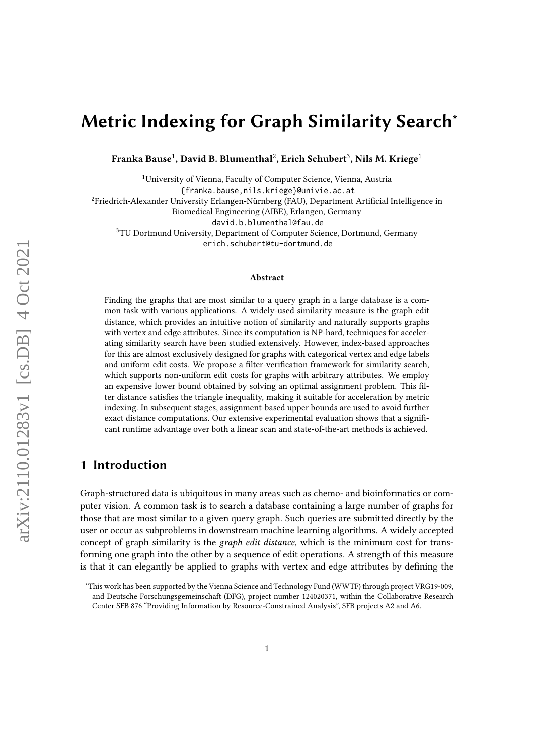# Metric Indexing for Graph Similarity Search*

**Franka Bause[1], David B. Blumenthal[2], Erich Schubert[3], Nils M. Kriege[1]**

[1]University of Vienna, Faculty of Computer Science, Vienna, Austria
{franka.bause,nils.kriege}@univie.ac.at
[2]Friedrich-Alexander University Erlangen-Nürnberg (FAU), Department Artificial Intelligence in Biomedical Engineering (AIBE), Erlangen, Germany
david.b.blumenthal@fau.de
[3]TU Dortmund University, Department of Computer Science, Dortmund, Germany
erich.schubert@tu-dortmund.de

**Abstract**

Finding the graphs that are most similar to a query graph in a large database is a common task with various applications. A widely-used similarity measure is the graph edit distance, which provides an intuitive notion of similarity and naturally supports graphs with vertex and edge attributes. Since its computation is NP-hard, techniques for accelerating similarity search have been studied extensively. However, index-based approaches for this are almost exclusively designed for graphs with categorical vertex and edge labels and uniform edit costs. We propose a filter-verification framework for similarity search, which supports non-uniform edit costs for graphs with arbitrary attributes. We employ an expensive lower bound obtained by solving an optimal assignment problem. This filter distance satisfies the triangle inequality, making it suitable for acceleration by metric indexing. In subsequent stages, assignment-based upper bounds are used to avoid further exact distance computations. Our extensive experimental evaluation shows that a significant runtime advantage over both a linear scan and state-of-the-art methods is achieved.

## 1 Introduction

Graph-structured data is ubiquitous in many areas such as chemo- and bioinformatics or computer vision. A common task is to search a database containing a large number of graphs for those that are most similar to a given query graph. Such queries are submitted directly by the user or occur as subproblems in downstream machine learning algorithms. A widely accepted concept of graph similarity is the *graph edit distance*, which is the minimum cost for transforming one graph into the other by a sequence of edit operations. A strength of this measure is that it can elegantly be applied to graphs with vertex and edge attributes by defining the

*This work has been supported by the Vienna Science and Technology Fund (WWTF) through project VRG19-009, and Deutsche Forschungsgemeinschaft (DFG), project number 124020371, within the Collaborative Research Center SFB 876 “Providing Information by Resource-Constrained Analysis”, SFB projects A2 and A6.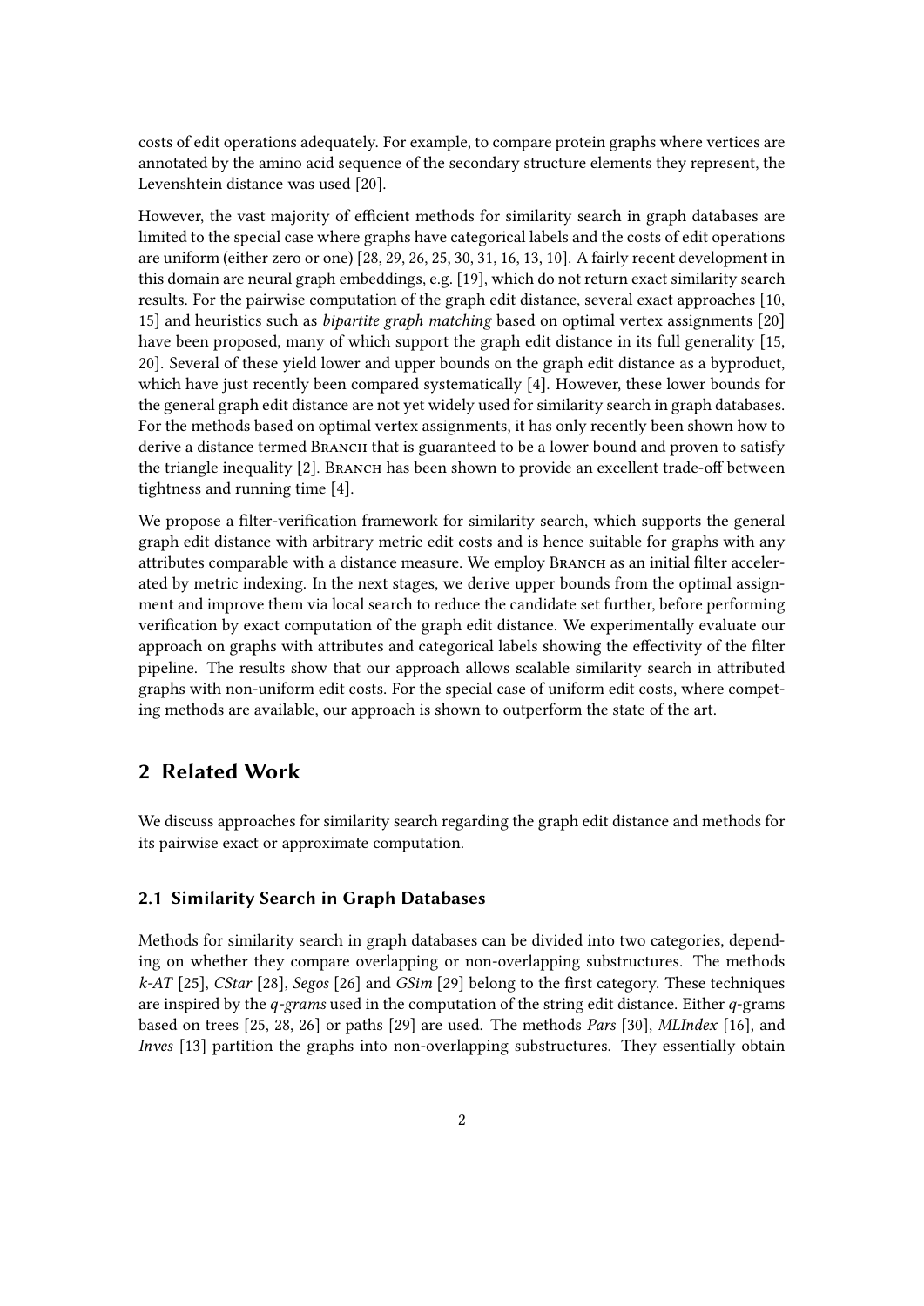costs of edit operations adequately. For example, to compare protein graphs where vertices are annotated by the amino acid sequence of the secondary structure elements they represent, the Levenshtein distance was used [20].

However, the vast majority of efficient methods for similarity search in graph databases are limited to the special case where graphs have categorical labels and the costs of edit operations are uniform (either zero or one) [28, 29, 26, 25, 30, 31, 16, 13, 10]. A fairly recent development in this domain are neural graph embeddings, e.g. [19], which do not return exact similarity search results. For the pairwise computation of the graph edit distance, several exact approaches [10, 15] and heuristics such as *bipartite graph matching* based on optimal vertex assignments [20] have been proposed, many of which support the graph edit distance in its full generality [15, 20]. Several of these yield lower and upper bounds on the graph edit distance as a byproduct, which have just recently been compared systematically [4]. However, these lower bounds for the general graph edit distance are not yet widely used for similarity search in graph databases. For the methods based on optimal vertex assignments, it has only recently been shown how to derive a distance termed Branch that is guaranteed to be a lower bound and proven to satisfy the triangle inequality [2]. Branch has been shown to provide an excellent trade-off between tightness and running time [4].

We propose a filter-verification framework for similarity search, which supports the general graph edit distance with arbitrary metric edit costs and is hence suitable for graphs with any attributes comparable with a distance measure. We employ Branch as an initial filter accelerated by metric indexing. In the next stages, we derive upper bounds from the optimal assignment and improve them via local search to reduce the candidate set further, before performing verification by exact computation of the graph edit distance. We experimentally evaluate our approach on graphs with attributes and categorical labels showing the effectivity of the filter pipeline. The results show that our approach allows scalable similarity search in attributed graphs with non-uniform edit costs. For the special case of uniform edit costs, where competing methods are available, our approach is shown to outperform the state of the art.

## 2 Related Work

We discuss approaches for similarity search regarding the graph edit distance and methods for its pairwise exact or approximate computation.

### 2.1 Similarity Search in Graph Databases

Methods for similarity search in graph databases can be divided into two categories, depending on whether they compare overlapping or non-overlapping substructures. The methods *k-AT* [25], *CStar* [28], *Segos* [26] and *GSim* [29] belong to the first category. These techniques are inspired by the *q-grams* used in the computation of the string edit distance. Either $q$-grams based on trees [25, 28, 26] or paths [29] are used. The methods *Pars* [30], *MLIndex* [16], and *Inves* [13] partition the graphs into non-overlapping substructures. They essentially obtain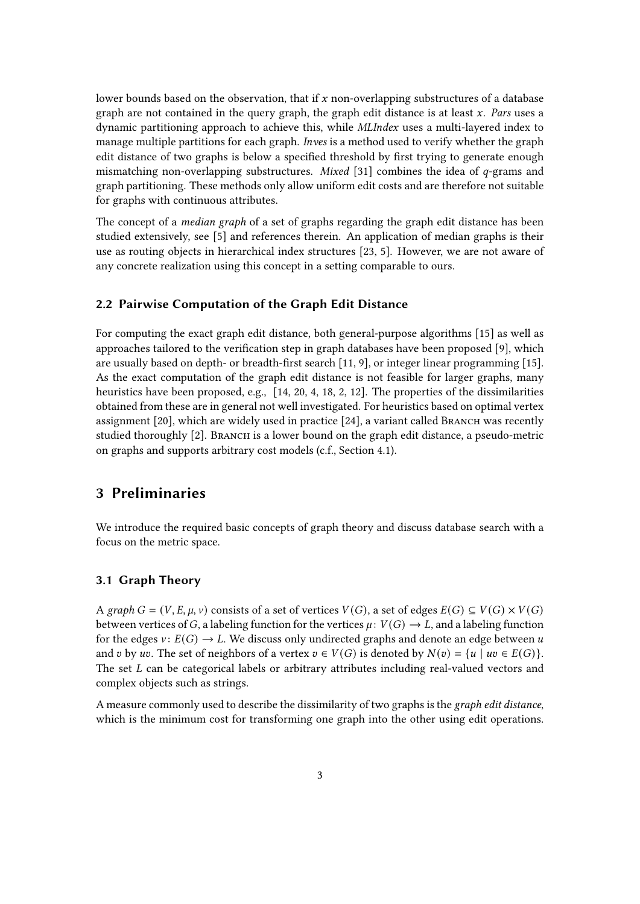lower bounds based on the observation, that if $x$ non-overlapping substructures of a database graph are not contained in the query graph, the graph edit distance is at least $x$. *Pars* uses a dynamic partitioning approach to achieve this, while *MLIndex* uses a multi-layered index to manage multiple partitions for each graph. *Inves* is a method used to verify whether the graph edit distance of two graphs is below a specified threshold by first trying to generate enough mismatching non-overlapping substructures. *Mixed* [31] combines the idea of $q$-grams and graph partitioning. These methods only allow uniform edit costs and are therefore not suitable for graphs with continuous attributes.

The concept of a *median graph* of a set of graphs regarding the graph edit distance has been studied extensively, see [5] and references therein. An application of median graphs is their use as routing objects in hierarchical index structures [23, 5]. However, we are not aware of any concrete realization using this concept in a setting comparable to ours.

### 2.2 Pairwise Computation of the Graph Edit Distance

For computing the exact graph edit distance, both general-purpose algorithms [15] as well as approaches tailored to the verification step in graph databases have been proposed [9], which are usually based on depth- or breadth-first search [11, 9], or integer linear programming [15]. As the exact computation of the graph edit distance is not feasible for larger graphs, many heuristics have been proposed, e.g., [14, 20, 4, 18, 2, 12]. The properties of the dissimilarities obtained from these are in general not well investigated. For heuristics based on optimal vertex assignment [20], which are widely used in practice [24], a variant called Branch was recently studied thoroughly [2]. Branch is a lower bound on the graph edit distance, a pseudo-metric on graphs and supports arbitrary cost models (c.f., Section 4.1).

## 3 Preliminaries

We introduce the required basic concepts of graph theory and discuss database search with a focus on the metric space.

### 3.1 Graph Theory

A *graph* $G = (V, E, \mu, \nu)$ consists of a set of vertices $V(G)$, a set of edges $E(G) \subseteq V(G) \times V(G)$ between vertices of $G$, a labeling function for the vertices $\mu \colon V(G) \to L$, and a labeling function for the edges $\nu \colon E(G) \to L$. We discuss only undirected graphs and denote an edge between $u$ and $v$ by $uv$. The set of neighbors of a vertex $v \in V(G)$ is denoted by $N(v) = \{u \mid uv \in E(G)\}$. The set $L$ can be categorical labels or arbitrary attributes including real-valued vectors and complex objects such as strings.

A measure commonly used to describe the dissimilarity of two graphs is the *graph edit distance*, which is the minimum cost for transforming one graph into the other using edit operations.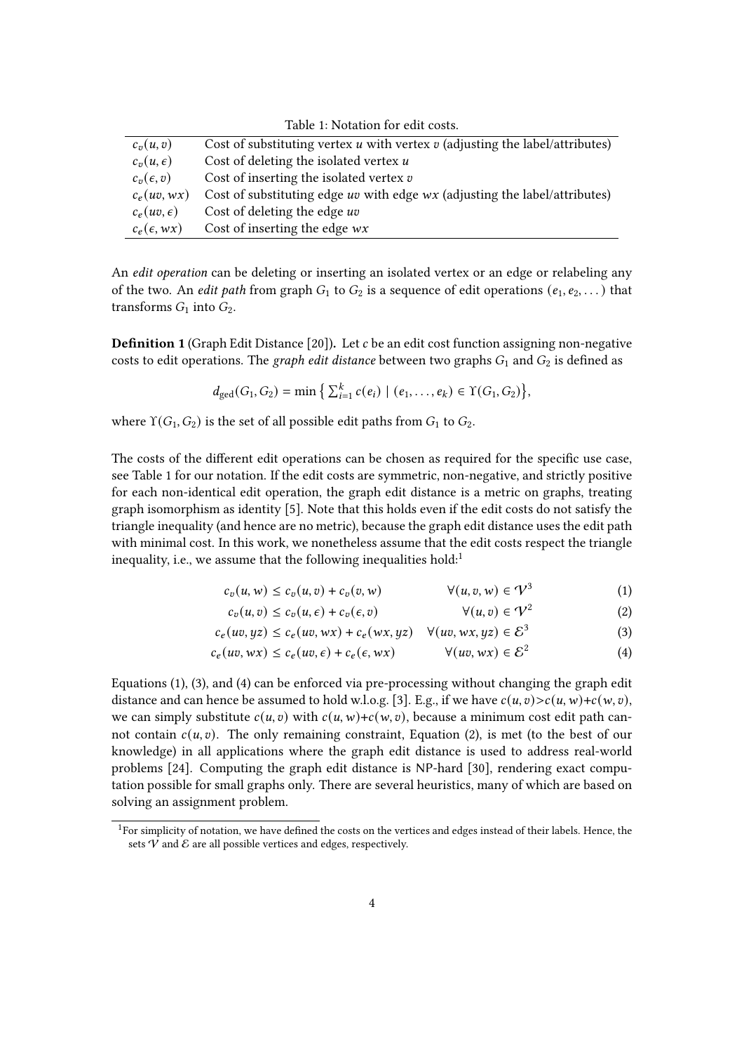Table 1: Notation for edit costs.

| | |
|---|---|
| $c_v(u, v)$ | Cost of substituting vertex $u$ with vertex $v$ (adjusting the label/attributes) |
| $c_v(u, \epsilon)$ | Cost of deleting the isolated vertex $u$ |
| $c_v(\epsilon, v)$ | Cost of inserting the isolated vertex $v$ |
| $c_e(uv, wx)$ | Cost of substituting edge $uv$ with edge $wx$ (adjusting the label/attributes) |
| $c_e(uv, \epsilon)$ | Cost of deleting the edge $uv$ |
| $c_e(\epsilon, wx)$ | Cost of inserting the edge $wx$ |

An *edit operation* can be deleting or inserting an isolated vertex or an edge or relabeling any of the two. An *edit path* from graph $G_1$ to $G_2$ is a sequence of edit operations $(e_1, e_2, \dots)$ that transforms $G_1$ into $G_2$.

**Definition 1** (Graph Edit Distance [20]). Let $c$ be an edit cost function assigning non-negative costs to edit operations. The *graph edit distance* between two graphs $G_1$ and $G_2$ is defined as

$$d_{\text{ged}}(G_1, G_2) = \min \left\{ \sum_{i=1}^{k} c(e_i) \mid (e_1, \dots, e_k) \in \Upsilon(G_1, G_2) \right\},$$

where $\Upsilon(G_1, G_2)$ is the set of all possible edit paths from $G_1$ to $G_2$.

The costs of the different edit operations can be chosen as required for the specific use case, see Table 1 for our notation. If the edit costs are symmetric, non-negative, and strictly positive for each non-identical edit operation, the graph edit distance is a metric on graphs, treating graph isomorphism as identity [5]. Note that this holds even if the edit costs do not satisfy the triangle inequality (and hence are no metric), because the graph edit distance uses the edit path with minimal cost. In this work, we nonetheless assume that the edit costs respect the triangle inequality, i.e., we assume that the following inequalities hold:[1]

$$c_v(u, w) \le c_v(u, v) + c_v(v, w) \qquad \forall (u, v, w) \in \mathcal{V}^3 \tag{1}$$

$$c_v(u, v) \le c_v(u, \epsilon) + c_v(\epsilon, v) \qquad \forall (u, v) \in \mathcal{V}^2 \tag{2}$$

$$c_e(uv, yz) \le c_e(uv, wx) + c_e(wx, yz) \quad \forall (uv, wx, yz) \in \mathcal{E}^3 \tag{3}$$

$$c_e(uv, wx) \le c_e(uv, \epsilon) + c_e(\epsilon, wx) \qquad \forall (uv, wx) \in \mathcal{E}^2 \tag{4}$$

Equations (1), (3), and (4) can be enforced via pre-processing without changing the graph edit distance and can hence be assumed to hold w.l.o.g. [3]. E.g., if we have $c(u, v) > c(u, w) + c(w, v)$, we can simply substitute $c(u, v)$ with $c(u, w) + c(w, v)$, because a minimum cost edit path cannot contain $c(u, v)$. The only remaining constraint, Equation (2), is met (to the best of our knowledge) in all applications where the graph edit distance is used to address real-world problems [24]. Computing the graph edit distance is NP-hard [30], rendering exact computation possible for small graphs only. There are several heuristics, many of which are based on solving an assignment problem.

[1] For simplicity of notation, we have defined the costs on the vertices and edges instead of their labels. Hence, the sets $\mathcal{V}$ and $\mathcal{E}$ are all possible vertices and edges, respectively.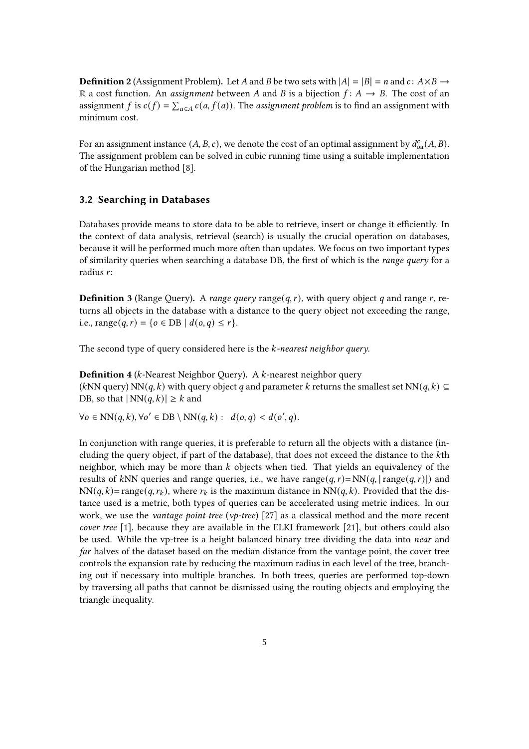**Definition 2** (Assignment Problem)**.** Let $A$ and $B$ be two sets with $|A| = |B| = n$ and $c\colon A \times B \to \mathbb{R}$ a cost function. An *assignment* between $A$ and $B$ is a bijection $f\colon A \to B$. The cost of an assignment $f$ is $c(f) = \sum_{a \in A} c(a, f(a))$. The *assignment problem* is to find an assignment with minimum cost.

For an assignment instance $(A, B, c)$, we denote the cost of an optimal assignment by $d^c_{\text{oa}}(A, B)$. The assignment problem can be solved in cubic running time using a suitable implementation of the Hungarian method [8].

### 3.2 Searching in Databases

Databases provide means to store data to be able to retrieve, insert or change it efficiently. In the context of data analysis, retrieval (search) is usually the crucial operation on databases, because it will be performed much more often than updates. We focus on two important types of similarity queries when searching a database DB, the first of which is the *range query* for a radius $r$:

**Definition 3** (Range Query)**.** A *range query* $\text{range}(q, r)$, with query object $q$ and range $r$, returns all objects in the database with a distance to the query object not exceeding the range, i.e., $\text{range}(q, r) = \{o \in \text{DB} \mid d(o, q) \leq r\}$.

The second type of query considered here is the *k-nearest neighbor query*.

**Definition 4** ($k$-Nearest Neighbor Query)**.** A $k$-nearest neighbor query ($k$NN query) $\text{NN}(q, k)$ with query object $q$ and parameter $k$ returns the smallest set $\text{NN}(q, k) \subseteq \text{DB}$, so that $|\text{NN}(q, k)| \geq k$ and

$\forall o \in \text{NN}(q, k), \forall o' \in \text{DB} \setminus \text{NN}(q, k): \quad d(o, q) < d(o', q).$

In conjunction with range queries, it is preferable to return all the objects with a distance (including the query object, if part of the database), that does not exceed the distance to the $k$th neighbor, which may be more than $k$ objects when tied. That yields an equivalency of the results of $k$NN queries and range queries, i.e., we have $\text{range}(q, r) = \text{NN}(q, |\text{range}(q, r)|)$ and $\text{NN}(q, k) = \text{range}(q, r_k)$, where $r_k$ is the maximum distance in $\text{NN}(q, k)$. Provided that the distance used is a metric, both types of queries can be accelerated using metric indices. In our work, we use the *vantage point tree* (*vp-tree*) [27] as a classical method and the more recent *cover tree* [1], because they are available in the ELKI framework [21], but others could also be used. While the vp-tree is a height balanced binary tree dividing the data into *near* and *far* halves of the dataset based on the median distance from the vantage point, the cover tree controls the expansion rate by reducing the maximum radius in each level of the tree, branching out if necessary into multiple branches. In both trees, queries are performed top-down by traversing all paths that cannot be dismissed using the routing objects and employing the triangle inequality.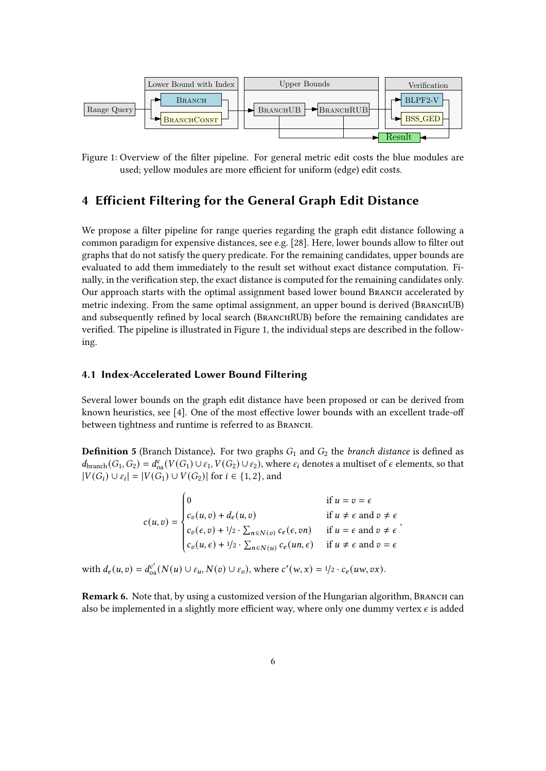Figure 1: Overview of the filter pipeline. For general metric edit costs the blue modules are used; yellow modules are more efficient for uniform (edge) edit costs.

## 4 Efficient Filtering for the General Graph Edit Distance

We propose a filter pipeline for range queries regarding the graph edit distance following a common paradigm for expensive distances, see e.g. [28]. Here, lower bounds allow to filter out graphs that do not satisfy the query predicate. For the remaining candidates, upper bounds are evaluated to add them immediately to the result set without exact distance computation. Finally, in the verification step, the exact distance is computed for the remaining candidates only. Our approach starts with the optimal assignment based lower bound Branch accelerated by metric indexing. From the same optimal assignment, an upper bound is derived (BranchUB) and subsequently refined by local search (BranchRUB) before the remaining candidates are verified. The pipeline is illustrated in Figure 1, the individual steps are described in the following.

### 4.1 Index-Accelerated Lower Bound Filtering

Several lower bounds on the graph edit distance have been proposed or can be derived from known heuristics, see [4]. One of the most effective lower bounds with an excellent trade-off between tightness and runtime is referred to as Branch.

**Definition 5** (Branch Distance)**.** For two graphs $G_1$ and $G_2$ the *branch distance* is defined as $d_{\text{branch}}(G_1, G_2) = d^c_{\text{oa}}(V(G_1) \cup \varepsilon_1, V(G_2) \cup \varepsilon_2)$, where $\varepsilon_i$ denotes a multiset of $\epsilon$ elements, so that $|V(G_i) \cup \varepsilon_i| = |V(G_1) \cup V(G_2)|$ for $i \in \{1, 2\}$, and

$$c(u, v) = \begin{cases} 0 & \text{if } u = v = \epsilon \\ c_v(u, v) + d_e(u, v) & \text{if } u \neq \epsilon \text{ and } v \neq \epsilon \\ c_v(\epsilon, v) + 1/2 \cdot \sum_{n \in N(v)} c_e(\epsilon, vn) & \text{if } u = \epsilon \text{ and } v \neq \epsilon \\ c_v(u, \epsilon) + 1/2 \cdot \sum_{n \in N(u)} c_e(un, \epsilon) & \text{if } u \neq \epsilon \text{ and } v = \epsilon \end{cases},$$

with $d_e(u, v) = d^{c'}_{\text{oa}}(N(u) \cup \varepsilon_u, N(v) \cup \varepsilon_v)$, where $c'(w, x) = 1/2 \cdot c_e(uw, vx)$.

**Remark 6.** Note that, by using a customized version of the Hungarian algorithm, Branch can also be implemented in a slightly more efficient way, where only one dummy vertex $\epsilon$ is added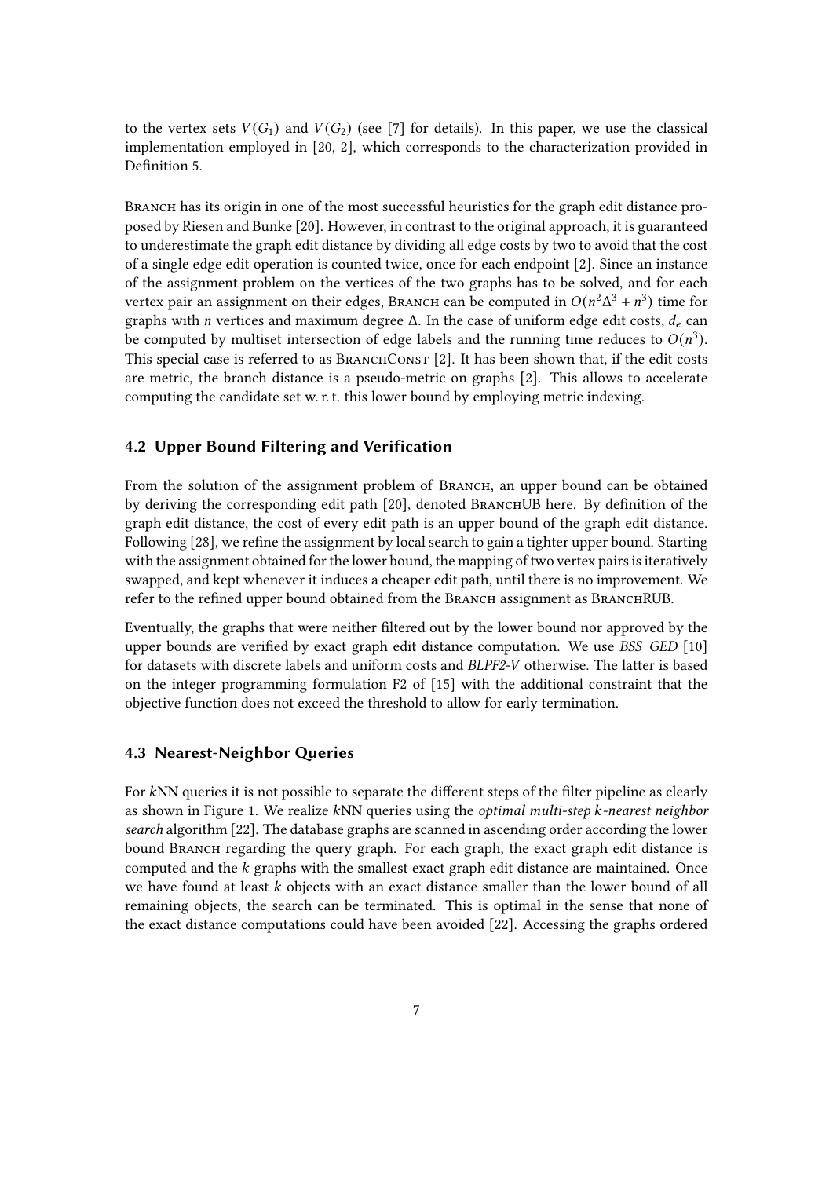to the vertex sets $V(G_1)$ and $V(G_2)$ (see [7] for details). In this paper, we use the classical implementation employed in [20, 2], which corresponds to the characterization provided in Definition 5.

Branch has its origin in one of the most successful heuristics for the graph edit distance proposed by Riesen and Bunke [20]. However, in contrast to the original approach, it is guaranteed to underestimate the graph edit distance by dividing all edge costs by two to avoid that the cost of a single edge edit operation is counted twice, once for each endpoint [2]. Since an instance of the assignment problem on the vertices of the two graphs has to be solved, and for each vertex pair an assignment on their edges, Branch can be computed in $O(n^2\Delta^3 + n^3)$ time for graphs with $n$ vertices and maximum degree $\Delta$. In the case of uniform edge edit costs, $d_e$ can be computed by multiset intersection of edge labels and the running time reduces to $O(n^3)$. This special case is referred to as BranchConst [2]. It has been shown that, if the edit costs are metric, the branch distance is a pseudo-metric on graphs [2]. This allows to accelerate computing the candidate set w. r. t. this lower bound by employing metric indexing.

### 4.2 Upper Bound Filtering and Verification

From the solution of the assignment problem of Branch, an upper bound can be obtained by deriving the corresponding edit path [20], denoted BranchUB here. By definition of the graph edit distance, the cost of every edit path is an upper bound of the graph edit distance. Following [28], we refine the assignment by local search to gain a tighter upper bound. Starting with the assignment obtained for the lower bound, the mapping of two vertex pairs is iteratively swapped, and kept whenever it induces a cheaper edit path, until there is no improvement. We refer to the refined upper bound obtained from the Branch assignment as BranchRUB.

Eventually, the graphs that were neither filtered out by the lower bound nor approved by the upper bounds are verified by exact graph edit distance computation. We use *BSS_GED* [10] for datasets with discrete labels and uniform costs and *BLPF2-V* otherwise. The latter is based on the integer programming formulation F2 of [15] with the additional constraint that the objective function does not exceed the threshold to allow for early termination.

### 4.3 Nearest-Neighbor Queries

For $k$NN queries it is not possible to separate the different steps of the filter pipeline as clearly as shown in Figure 1. We realize $k$NN queries using the *optimal multi-step $k$-nearest neighbor search* algorithm [22]. The database graphs are scanned in ascending order according the lower bound Branch regarding the query graph. For each graph, the exact graph edit distance is computed and the $k$ graphs with the smallest exact graph edit distance are maintained. Once we have found at least $k$ objects with an exact distance smaller than the lower bound of all remaining objects, the search can be terminated. This is optimal in the sense that none of the exact distance computations could have been avoided [22]. Accessing the graphs ordered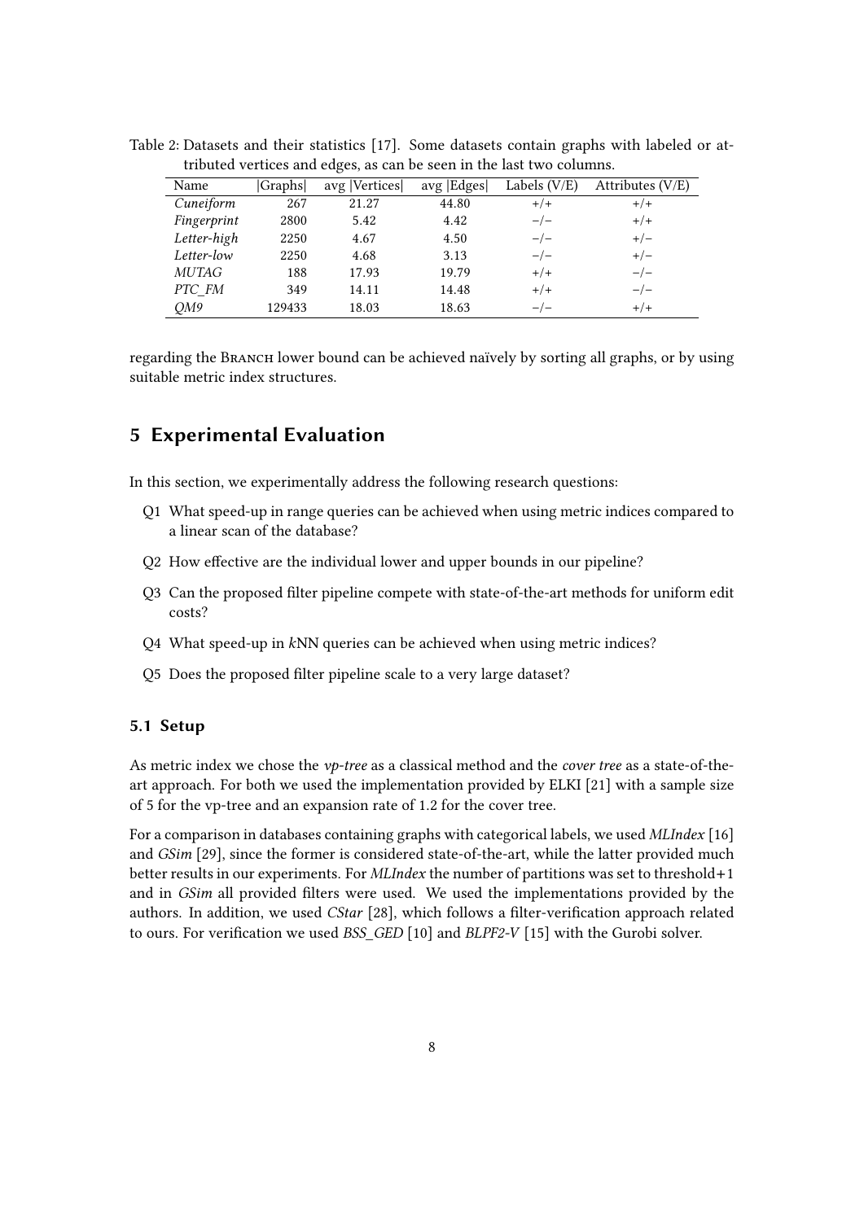Table 2: Datasets and their statistics [17]. Some datasets contain graphs with labeled or attributed vertices and edges, as can be seen in the last two columns.

| Name | \|Graphs\| | avg \|Vertices\| | avg \|Edges\| | Labels (V/E) | Attributes (V/E) |
|---|---|---|---|---|---|
| *Cuneiform* | 267 | 21.27 | 44.80 | +/+ | +/+ |
| *Fingerprint* | 2800 | 5.42 | 4.42 | −/− | +/+ |
| *Letter-high* | 2250 | 4.67 | 4.50 | −/− | +/− |
| *Letter-low* | 2250 | 4.68 | 3.13 | −/− | +/− |
| *MUTAG* | 188 | 17.93 | 19.79 | +/+ | −/− |
| *PTC_FM* | 349 | 14.11 | 14.48 | +/+ | −/− |
| *QM9* | 129433 | 18.03 | 18.63 | −/− | +/+ |

regarding the Branch lower bound can be achieved naïvely by sorting all graphs, or by using suitable metric index structures.

## 5 Experimental Evaluation

In this section, we experimentally address the following research questions:

- Q1 What speed-up in range queries can be achieved when using metric indices compared to a linear scan of the database?
- Q2 How effective are the individual lower and upper bounds in our pipeline?
- Q3 Can the proposed filter pipeline compete with state-of-the-art methods for uniform edit costs?
- Q4 What speed-up in $k$NN queries can be achieved when using metric indices?
- Q5 Does the proposed filter pipeline scale to a very large dataset?

### 5.1 Setup

As metric index we chose the *vp-tree* as a classical method and the *cover tree* as a state-of-the-art approach. For both we used the implementation provided by ELKI [21] with a sample size of 5 for the vp-tree and an expansion rate of 1.2 for the cover tree.

For a comparison in databases containing graphs with categorical labels, we used *MLIndex* [16] and *GSim* [29], since the former is considered state-of-the-art, while the latter provided much better results in our experiments. For *MLIndex* the number of partitions was set to threshold+1 and in *GSim* all provided filters were used. We used the implementations provided by the authors. In addition, we used *CStar* [28], which follows a filter-verification approach related to ours. For verification we used *BSS_GED* [10] and *BLPF2-V* [15] with the Gurobi solver.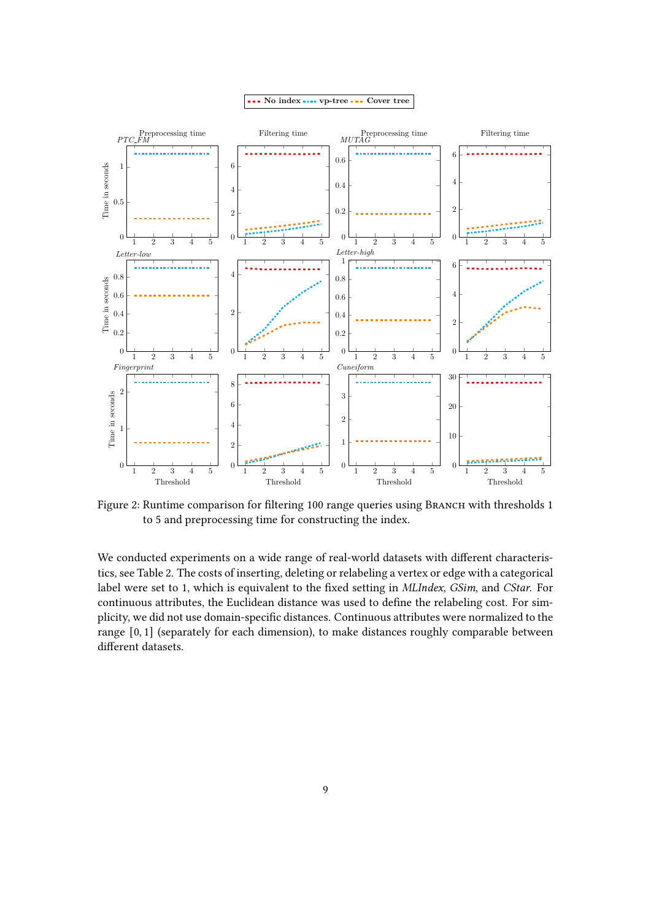Figure 2: Runtime comparison for filtering 100 range queries using BRANCH with thresholds 1 to 5 and preprocessing time for constructing the index.

We conducted experiments on a wide range of real-world datasets with different characteristics, see Table 2. The costs of inserting, deleting or relabeling a vertex or edge with a categorical label were set to 1, which is equivalent to the fixed setting in *MLIndex*, *GSim*, and *CStar*. For continuous attributes, the Euclidean distance was used to define the relabeling cost. For simplicity, we did not use domain-specific distances. Continuous attributes were normalized to the range $[0, 1]$ (separately for each dimension), to make distances roughly comparable between different datasets.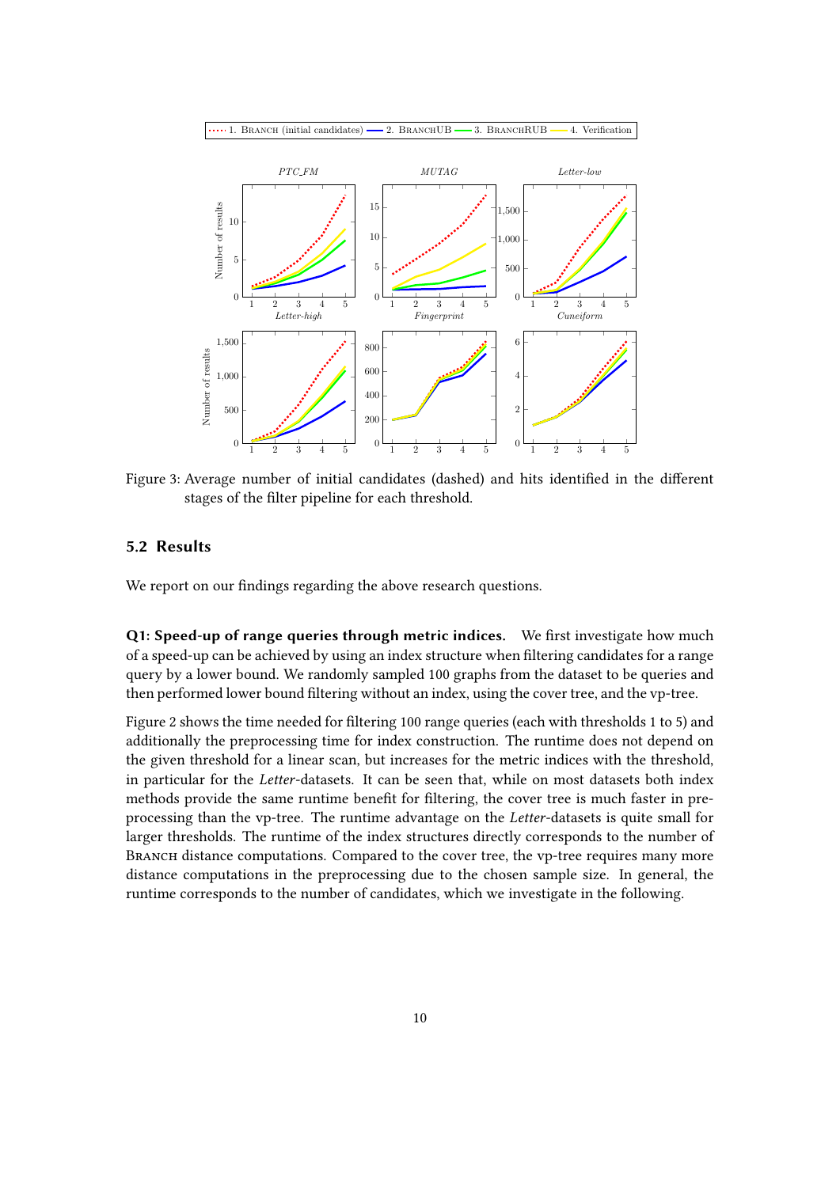Figure 3: Average number of initial candidates (dashed) and hits identified in the different stages of the filter pipeline for each threshold.

## 5.2 Results

We report on our findings regarding the above research questions.

**Q1: Speed-up of range queries through metric indices.** We first investigate how much of a speed-up can be achieved by using an index structure when filtering candidates for a range query by a lower bound. We randomly sampled 100 graphs from the dataset to be queries and then performed lower bound filtering without an index, using the cover tree, and the vp-tree.

Figure 2 shows the time needed for filtering 100 range queries (each with thresholds 1 to 5) and additionally the preprocessing time for index construction. The runtime does not depend on the given threshold for a linear scan, but increases for the metric indices with the threshold, in particular for the *Letter*-datasets. It can be seen that, while on most datasets both index methods provide the same runtime benefit for filtering, the cover tree is much faster in preprocessing than the vp-tree. The runtime advantage on the *Letter*-datasets is quite small for larger thresholds. The runtime of the index structures directly corresponds to the number of Branch distance computations. Compared to the cover tree, the vp-tree requires many more distance computations in the preprocessing due to the chosen sample size. In general, the runtime corresponds to the number of candidates, which we investigate in the following.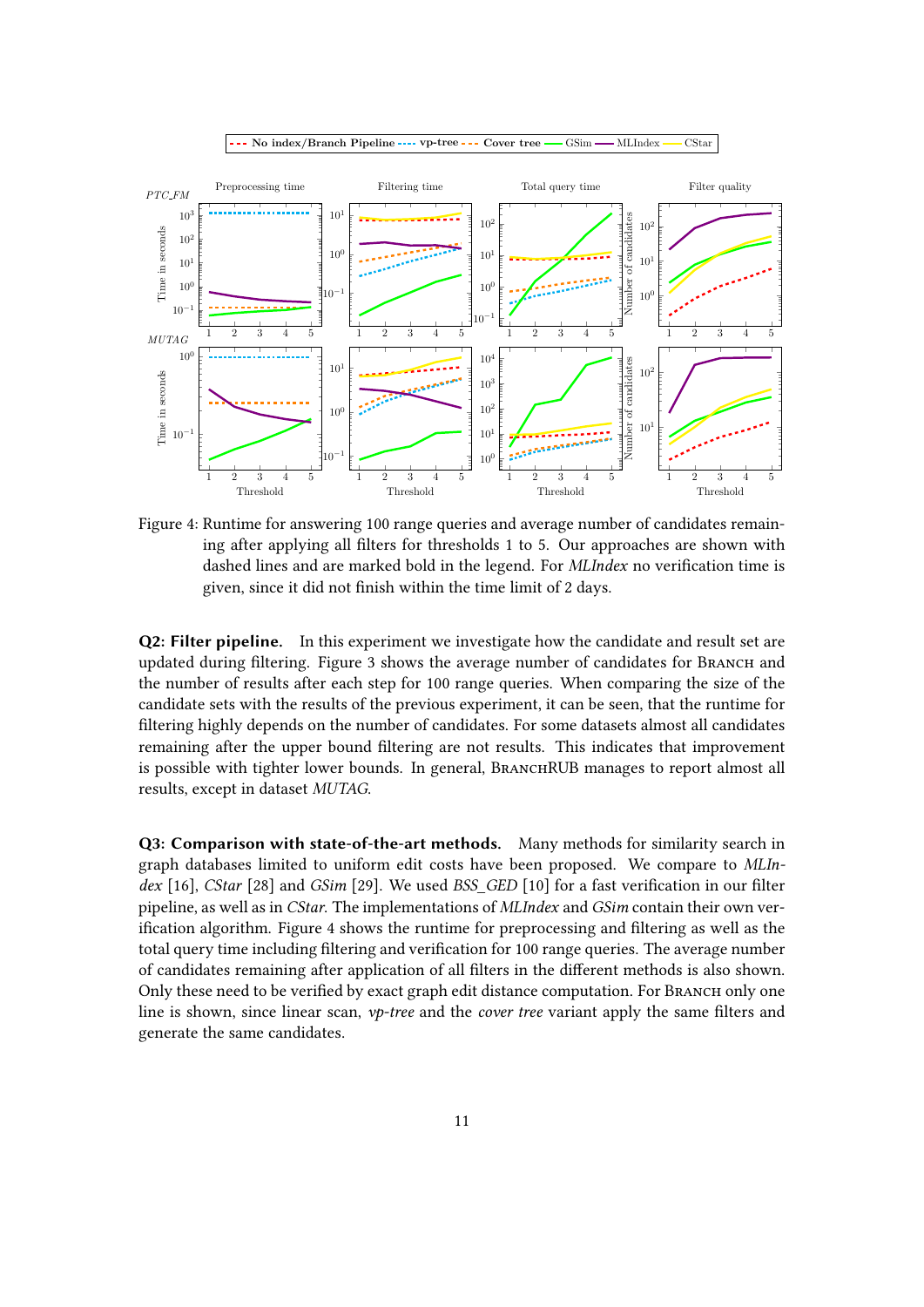Figure 4: Runtime for answering 100 range queries and average number of candidates remaining after applying all filters for thresholds 1 to 5. Our approaches are shown with dashed lines and are marked bold in the legend. For *MLIndex* no verification time is given, since it did not finish within the time limit of 2 days.

**Q2: Filter pipeline.** In this experiment we investigate how the candidate and result set are updated during filtering. Figure 3 shows the average number of candidates for BRANCH and the number of results after each step for 100 range queries. When comparing the size of the candidate sets with the results of the previous experiment, it can be seen, that the runtime for filtering highly depends on the number of candidates. For some datasets almost all candidates remaining after the upper bound filtering are not results. This indicates that improvement is possible with tighter lower bounds. In general, BRANCHRUB manages to report almost all results, except in dataset *MUTAG*.

**Q3: Comparison with state-of-the-art methods.** Many methods for similarity search in graph databases limited to uniform edit costs have been proposed. We compare to *MLIndex* [16], *CStar* [28] and *GSim* [29]. We used *BSS_GED* [10] for a fast verification in our filter pipeline, as well as in *CStar*. The implementations of *MLIndex* and *GSim* contain their own verification algorithm. Figure 4 shows the runtime for preprocessing and filtering as well as the total query time including filtering and verification for 100 range queries. The average number of candidates remaining after application of all filters in the different methods is also shown. Only these need to be verified by exact graph edit distance computation. For BRANCH only one line is shown, since linear scan, *vp-tree* and the *cover tree* variant apply the same filters and generate the same candidates.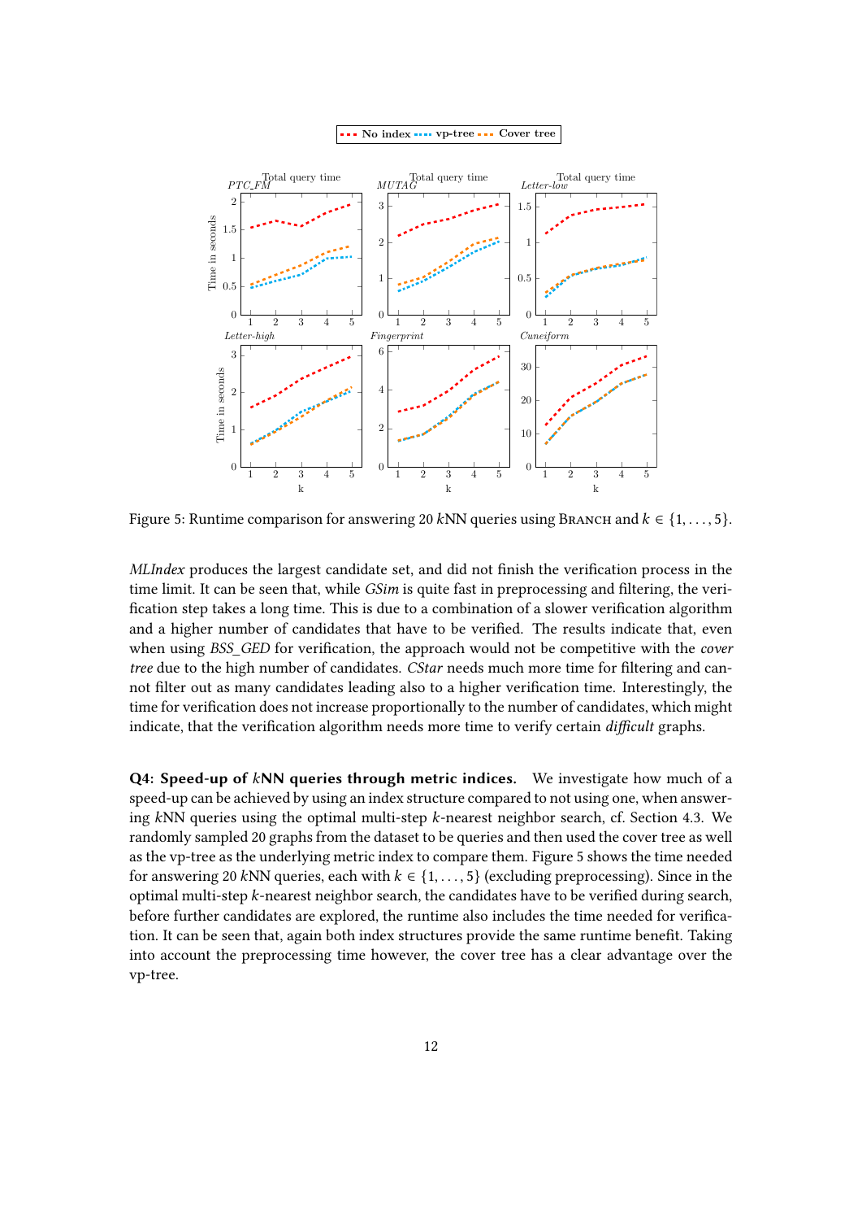Figure 5: Runtime comparison for answering 20 $k$NN queries using Branch and $k \in \{1, \ldots, 5\}$.

*MLIndex* produces the largest candidate set, and did not finish the verification process in the time limit. It can be seen that, while *GSim* is quite fast in preprocessing and filtering, the verification step takes a long time. This is due to a combination of a slower verification algorithm and a higher number of candidates that have to be verified. The results indicate that, even when using *BSS_GED* for verification, the approach would not be competitive with the *cover tree* due to the high number of candidates. *CStar* needs much more time for filtering and cannot filter out as many candidates leading also to a higher verification time. Interestingly, the time for verification does not increase proportionally to the number of candidates, which might indicate, that the verification algorithm needs more time to verify certain *difficult* graphs.

**Q4: Speed-up of $k$NN queries through metric indices.** We investigate how much of a speed-up can be achieved by using an index structure compared to not using one, when answering $k$NN queries using the optimal multi-step $k$-nearest neighbor search, cf. Section 4.3. We randomly sampled 20 graphs from the dataset to be queries and then used the cover tree as well as the vp-tree as the underlying metric index to compare them. Figure 5 shows the time needed for answering 20 $k$NN queries, each with $k \in \{1, \ldots, 5\}$ (excluding preprocessing). Since in the optimal multi-step $k$-nearest neighbor search, the candidates have to be verified during search, before further candidates are explored, the runtime also includes the time needed for verification. It can be seen that, again both index structures provide the same runtime benefit. Taking into account the preprocessing time however, the cover tree has a clear advantage over the vp-tree.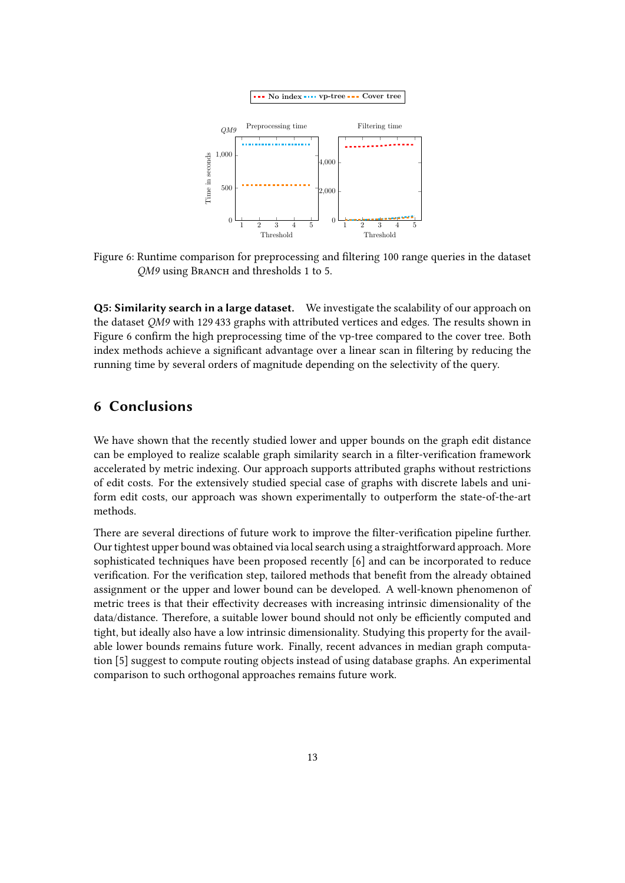Figure 6: Runtime comparison for preprocessing and filtering 100 range queries in the dataset *QM9* using Branch and thresholds 1 to 5.

**Q5: Similarity search in a large dataset.** We investigate the scalability of our approach on the dataset *QM9* with 129 433 graphs with attributed vertices and edges. The results shown in Figure 6 confirm the high preprocessing time of the vp-tree compared to the cover tree. Both index methods achieve a significant advantage over a linear scan in filtering by reducing the running time by several orders of magnitude depending on the selectivity of the query.

## 6 Conclusions

We have shown that the recently studied lower and upper bounds on the graph edit distance can be employed to realize scalable graph similarity search in a filter-verification framework accelerated by metric indexing. Our approach supports attributed graphs without restrictions of edit costs. For the extensively studied special case of graphs with discrete labels and uniform edit costs, our approach was shown experimentally to outperform the state-of-the-art methods.

There are several directions of future work to improve the filter-verification pipeline further. Our tightest upper bound was obtained via local search using a straightforward approach. More sophisticated techniques have been proposed recently [6] and can be incorporated to reduce verification. For the verification step, tailored methods that benefit from the already obtained assignment or the upper and lower bound can be developed. A well-known phenomenon of metric trees is that their effectivity decreases with increasing intrinsic dimensionality of the data/distance. Therefore, a suitable lower bound should not only be efficiently computed and tight, but ideally also have a low intrinsic dimensionality. Studying this property for the available lower bounds remains future work. Finally, recent advances in median graph computation [5] suggest to compute routing objects instead of using database graphs. An experimental comparison to such orthogonal approaches remains future work.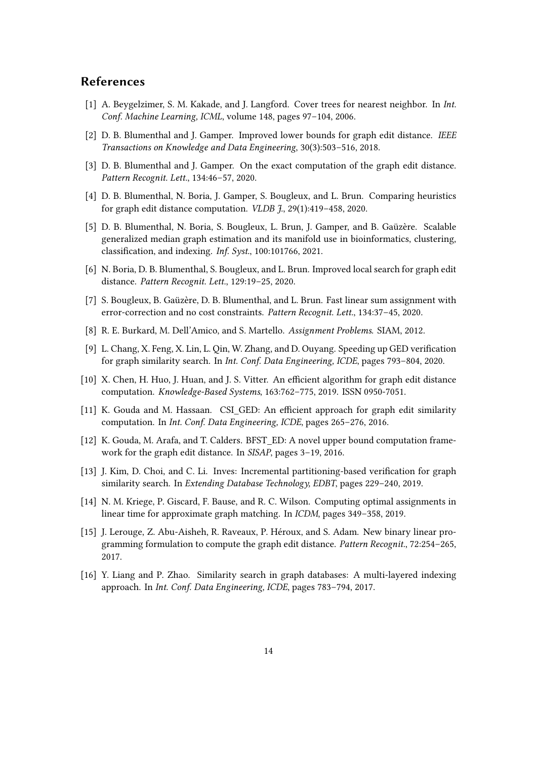## References

[1] A. Beygelzimer, S. M. Kakade, and J. Langford. Cover trees for nearest neighbor. In *Int. Conf. Machine Learning, ICML*, volume 148, pages 97–104, 2006.

[2] D. B. Blumenthal and J. Gamper. Improved lower bounds for graph edit distance. *IEEE Transactions on Knowledge and Data Engineering*, 30(3):503–516, 2018.

[3] D. B. Blumenthal and J. Gamper. On the exact computation of the graph edit distance. *Pattern Recognit. Lett.*, 134:46–57, 2020.

[4] D. B. Blumenthal, N. Boria, J. Gamper, S. Bougleux, and L. Brun. Comparing heuristics for graph edit distance computation. *VLDB J.*, 29(1):419–458, 2020.

[5] D. B. Blumenthal, N. Boria, S. Bougleux, L. Brun, J. Gamper, and B. Gaüzère. Scalable generalized median graph estimation and its manifold use in bioinformatics, clustering, classification, and indexing. *Inf. Syst.*, 100:101766, 2021.

[6] N. Boria, D. B. Blumenthal, S. Bougleux, and L. Brun. Improved local search for graph edit distance. *Pattern Recognit. Lett.*, 129:19–25, 2020.

[7] S. Bougleux, B. Gaüzère, D. B. Blumenthal, and L. Brun. Fast linear sum assignment with error-correction and no cost constraints. *Pattern Recognit. Lett.*, 134:37–45, 2020.

[8] R. E. Burkard, M. Dell'Amico, and S. Martello. *Assignment Problems*. SIAM, 2012.

[9] L. Chang, X. Feng, X. Lin, L. Qin, W. Zhang, and D. Ouyang. Speeding up GED verification for graph similarity search. In *Int. Conf. Data Engineering, ICDE*, pages 793–804, 2020.

[10] X. Chen, H. Huo, J. Huan, and J. S. Vitter. An efficient algorithm for graph edit distance computation. *Knowledge-Based Systems*, 163:762–775, 2019. ISSN 0950-7051.

[11] K. Gouda and M. Hassaan. CSI_GED: An efficient approach for graph edit similarity computation. In *Int. Conf. Data Engineering, ICDE*, pages 265–276, 2016.

[12] K. Gouda, M. Arafa, and T. Calders. BFST_ED: A novel upper bound computation framework for the graph edit distance. In *SISAP*, pages 3–19, 2016.

[13] J. Kim, D. Choi, and C. Li. Inves: Incremental partitioning-based verification for graph similarity search. In *Extending Database Technology, EDBT*, pages 229–240, 2019.

[14] N. M. Kriege, P. Giscard, F. Bause, and R. C. Wilson. Computing optimal assignments in linear time for approximate graph matching. In *ICDM*, pages 349–358, 2019.

[15] J. Lerouge, Z. Abu-Aisheh, R. Raveaux, P. Héroux, and S. Adam. New binary linear programming formulation to compute the graph edit distance. *Pattern Recognit.*, 72:254–265, 2017.

[16] Y. Liang and P. Zhao. Similarity search in graph databases: A multi-layered indexing approach. In *Int. Conf. Data Engineering, ICDE*, pages 783–794, 2017.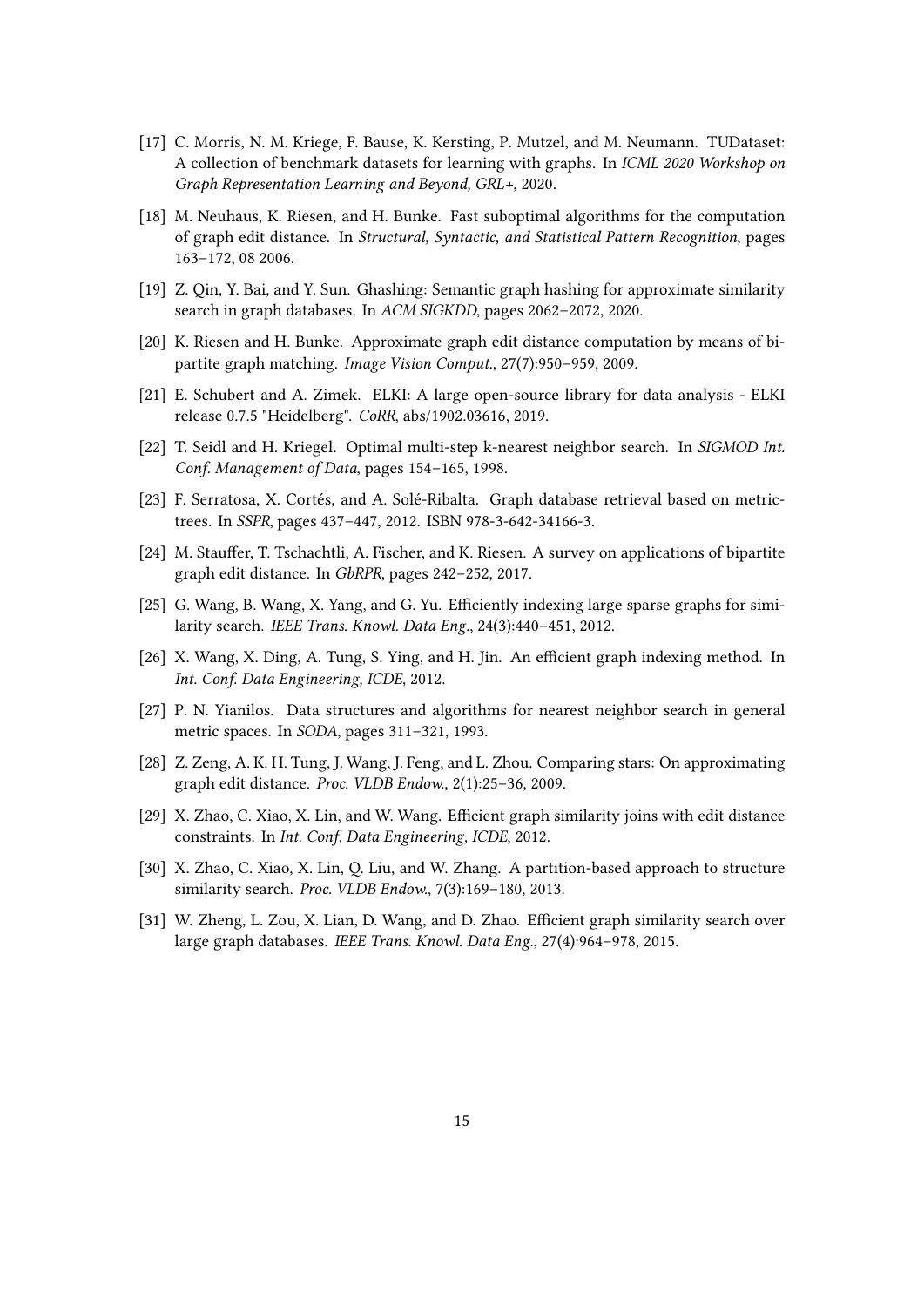[17] C. Morris, N. M. Kriege, F. Bause, K. Kersting, P. Mutzel, and M. Neumann. TUDataset: A collection of benchmark datasets for learning with graphs. In *ICML 2020 Workshop on Graph Representation Learning and Beyond, GRL+*, 2020.

[18] M. Neuhaus, K. Riesen, and H. Bunke. Fast suboptimal algorithms for the computation of graph edit distance. In *Structural, Syntactic, and Statistical Pattern Recognition*, pages 163–172, 08 2006.

[19] Z. Qin, Y. Bai, and Y. Sun. Ghashing: Semantic graph hashing for approximate similarity search in graph databases. In *ACM SIGKDD*, pages 2062–2072, 2020.

[20] K. Riesen and H. Bunke. Approximate graph edit distance computation by means of bipartite graph matching. *Image Vision Comput.*, 27(7):950–959, 2009.

[21] E. Schubert and A. Zimek. ELKI: A large open-source library for data analysis - ELKI release 0.7.5 "Heidelberg". *CoRR*, abs/1902.03616, 2019.

[22] T. Seidl and H. Kriegel. Optimal multi-step k-nearest neighbor search. In *SIGMOD Int. Conf. Management of Data*, pages 154–165, 1998.

[23] F. Serratosa, X. Cortés, and A. Solé-Ribalta. Graph database retrieval based on metric-trees. In *SSPR*, pages 437–447, 2012. ISBN 978-3-642-34166-3.

[24] M. Stauffer, T. Tschachtli, A. Fischer, and K. Riesen. A survey on applications of bipartite graph edit distance. In *GbRPR*, pages 242–252, 2017.

[25] G. Wang, B. Wang, X. Yang, and G. Yu. Efficiently indexing large sparse graphs for similarity search. *IEEE Trans. Knowl. Data Eng.*, 24(3):440–451, 2012.

[26] X. Wang, X. Ding, A. Tung, S. Ying, and H. Jin. An efficient graph indexing method. In *Int. Conf. Data Engineering, ICDE*, 2012.

[27] P. N. Yianilos. Data structures and algorithms for nearest neighbor search in general metric spaces. In *SODA*, pages 311–321, 1993.

[28] Z. Zeng, A. K. H. Tung, J. Wang, J. Feng, and L. Zhou. Comparing stars: On approximating graph edit distance. *Proc. VLDB Endow.*, 2(1):25–36, 2009.

[29] X. Zhao, C. Xiao, X. Lin, and W. Wang. Efficient graph similarity joins with edit distance constraints. In *Int. Conf. Data Engineering, ICDE*, 2012.

[30] X. Zhao, C. Xiao, X. Lin, Q. Liu, and W. Zhang. A partition-based approach to structure similarity search. *Proc. VLDB Endow.*, 7(3):169–180, 2013.

[31] W. Zheng, L. Zou, X. Lian, D. Wang, and D. Zhao. Efficient graph similarity search over large graph databases. *IEEE Trans. Knowl. Data Eng.*, 27(4):964–978, 2015.